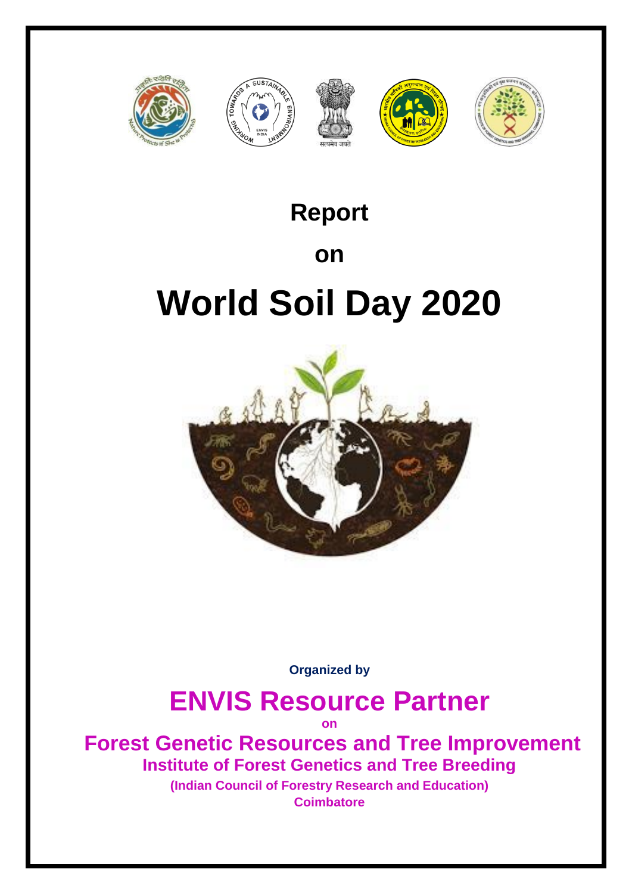# Report

# on

# World Soil Day 2020

**Organized by**

## ENVIS Resource Partner

**on**

## Forest Genetic Resources and Tree Improvement

### Institute of Forest Genetics and Tree Breeding

**(Indian Council of Forestry Research and Education)**

**Coimbatore**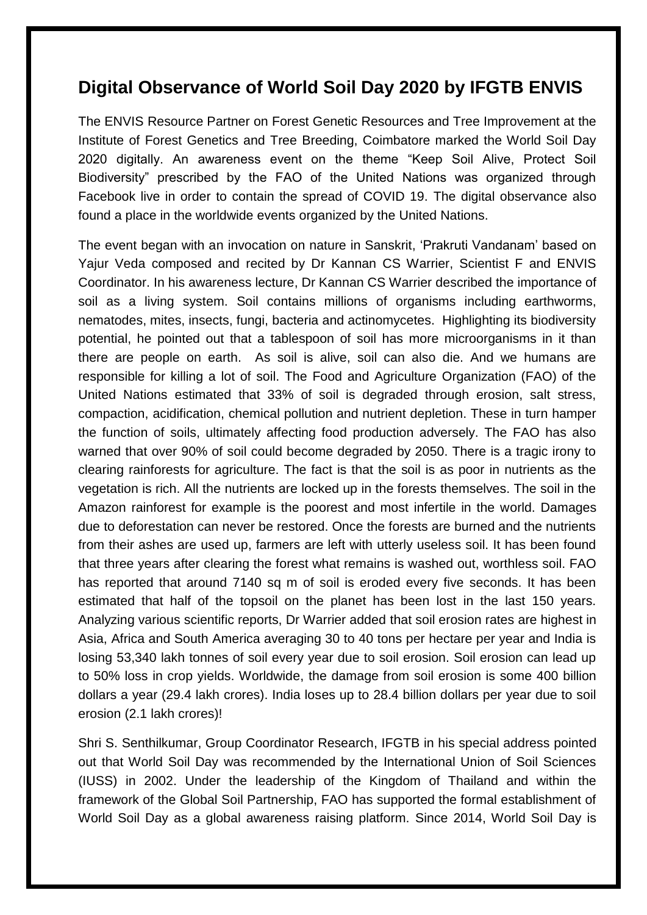## Digital Observance of World Soil Day 2020 by IFGTB ENVIS

The ENVIS Resource Partner on Forest Genetic Resources and Tree Improvement at the Institute of Forest Genetics and Tree Breeding, Coimbatore marked the World Soil Day 2020 digitally. An awareness event on the theme "Keep Soil Alive, Protect Soil Biodiversity" prescribed by the FAO of the United Nations was organized through Facebook live in order to contain the spread of COVID 19. The digital observance also found a place in the worldwide events organized by the United Nations.

The event began with an invocation on nature in Sanskrit, 'Prakruti Vandanam' based on Yajur Veda composed and recited by Dr Kannan CS Warrier, Scientist F and ENVIS Coordinator. In his awareness lecture, Dr Kannan CS Warrier described the importance of soil as a living system. Soil contains millions of organisms including earthworms, nematodes, mites, insects, fungi, bacteria and actinomycetes. Highlighting its biodiversity potential, he pointed out that a tablespoon of soil has more microorganisms in it than there are people on earth. As soil is alive, soil can also die. And we humans are responsible for killing a lot of soil. The Food and Agriculture Organization (FAO) of the United Nations estimated that 33% of soil is degraded through erosion, salt stress, compaction, acidification, chemical pollution and nutrient depletion. These in turn hamper the function of soils, ultimately affecting food production adversely. The FAO has also warned that over 90% of soil could become degraded by 2050. There is a tragic irony to clearing rainforests for agriculture. The fact is that the soil is as poor in nutrients as the vegetation is rich. All the nutrients are locked up in the forests themselves. The soil in the Amazon rainforest for example is the poorest and most infertile in the world. Damages due to deforestation can never be restored. Once the forests are burned and the nutrients from their ashes are used up, farmers are left with utterly useless soil. It has been found that three years after clearing the forest what remains is washed out, worthless soil. FAO has reported that around 7140 sq m of soil is eroded every five seconds. It has been estimated that half of the topsoil on the planet has been lost in the last 150 years. Analyzing various scientific reports, Dr Warrier added that soil erosion rates are highest in Asia, Africa and South America averaging 30 to 40 tons per hectare per year and India is losing 53,340 lakh tonnes of soil every year due to soil erosion. Soil erosion can lead up to 50% loss in crop yields. Worldwide, the damage from soil erosion is some 400 billion dollars a year (29.4 lakh crores). India loses up to 28.4 billion dollars per year due to soil erosion (2.1 lakh crores)!

Shri S. Senthilkumar, Group Coordinator Research, IFGTB in his special address pointed out that World Soil Day was recommended by the International Union of Soil Sciences (IUSS) in 2002. Under the leadership of the Kingdom of Thailand and within the framework of the Global Soil Partnership, FAO has supported the formal establishment of World Soil Day as a global awareness raising platform. Since 2014, World Soil Day is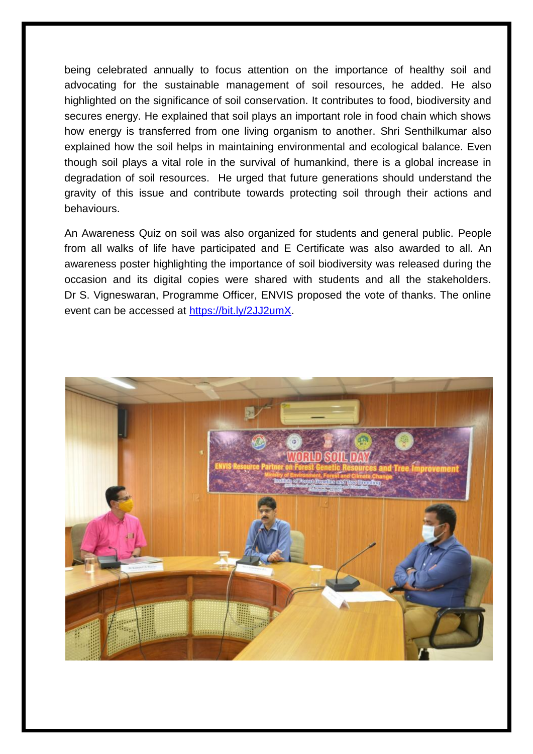being celebrated annually to focus attention on the importance of healthy soil and advocating for the sustainable management of soil resources, he added. He also highlighted on the significance of soil conservation. It contributes to food, biodiversity and secures energy. He explained that soil plays an important role in food chain which shows how energy is transferred from one living organism to another. Shri Senthilkumar also explained how the soil helps in maintaining environmental and ecological balance. Even though soil plays a vital role in the survival of humankind, there is a global increase in degradation of soil resources. He urged that future generations should understand the gravity of this issue and contribute towards protecting soil through their actions and behaviours.

An Awareness Quiz on soil was also organized for students and general public. People from all walks of life have participated and E Certificate was also awarded to all. An awareness poster highlighting the importance of soil biodiversity was released during the occasion and its digital copies were shared with students and all the stakeholders. Dr S. Vigneswaran, Programme Officer, ENVIS proposed the vote of thanks. The online event can be accessed at [https://bit.ly/2JJ2umX](https://bit.ly/2JJ2umX).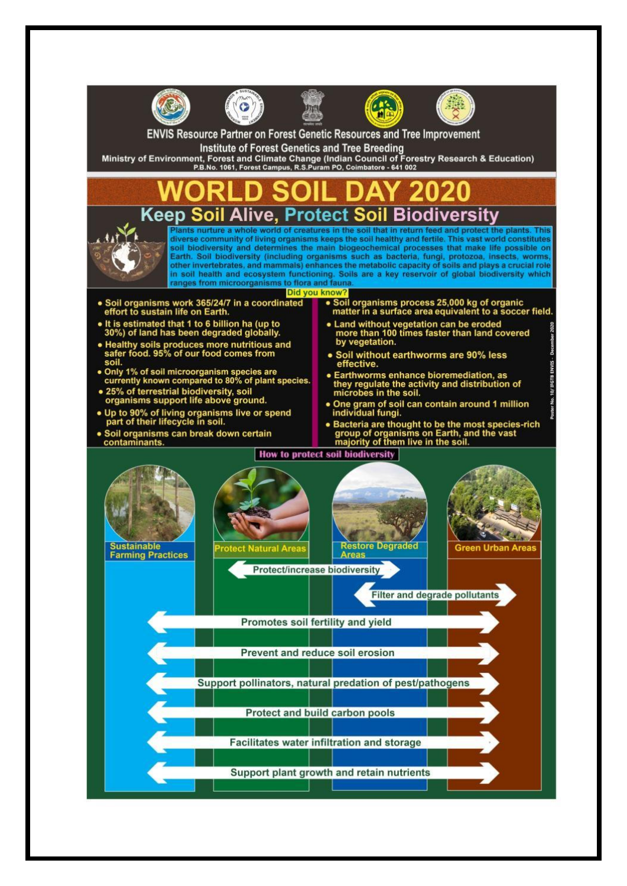ENVIS Resource Partner on Forest Genetic Resources and Tree Improvement

Institute of Forest Genetics and Tree Breeding

Ministry of Environment, Forest and Climate Change (Indian Council of Forestry Research & Education)

P.B.No. 1061, Forest Campus, R.S.Puram PO, Coimbatore - 641 002

# WORLD SOIL DAY 2020

## Keep Soil Alive, Protect Soil Biodiversity

Plants nurture a whole world of creatures in the soil that in return feed and protect the plants. This diverse community of living organisms keeps the soil healthy and fertile. This vast world constitutes soil biodiversity and determines the main biogeochemical processes that make life possible on Earth. Soil biodiversity (including organisms such as bacteria, fungi, protozoa, insects, worms, other invertebrates, and mammals) enhances the metabolic capacity of soils and plays a crucial role in soil health and ecosystem functioning. Soils are a key reservoir of global biodiversity which ranges from microorganisms to flora and fauna.

### Did you know?

- Soil organisms work 365/24/7 in a coordinated effort to sustain life on Earth.
- It is estimated that 1 to 6 billion ha (up to 30%) of land has been degraded globally.
- Healthy soils produces more nutritious and safer food. 95% of our food comes from soil.
- Only 1% of soil microorganism species are currently known compared to 80% of plant species.
- 25% of terrestrial biodiversity, soil organisms support life above ground.
- Up to 90% of living organisms live or spend part of their lifecycle in soil.
- Soil organisms can break down certain contaminants.
- Soil organisms process 25,000 kg of organic matter in a surface area equivalent to a soccer field.
- Land without vegetation can be eroded more than 100 times faster than land covered by vegetation.
- Soil without earthworms are 90% less effective.
- Earthworms enhance bioremediation, as they regulate the activity and distribution of microbes in the soil.
- One gram of soil can contain around 1 million individual fungi.
- Bacteria are thought to be the most species-rich group of organisms on Earth, and the vast majority of them live in the soil.

Poster No. 10/ IFGTB ENVIS - December 2020

### How to protect soil biodiversity

Sustainable Farming Practices

Protect Natural Areas

Restore Degraded Areas

Green Urban Areas

Protect/increase biodiversity

Filter and degrade pollutants

Promotes soil fertility and yield

Prevent and reduce soil erosion

Support pollinators, natural predation of pest/pathogens

Protect and build carbon pools

Facilitates water infiltration and storage

Support plant growth and retain nutrients